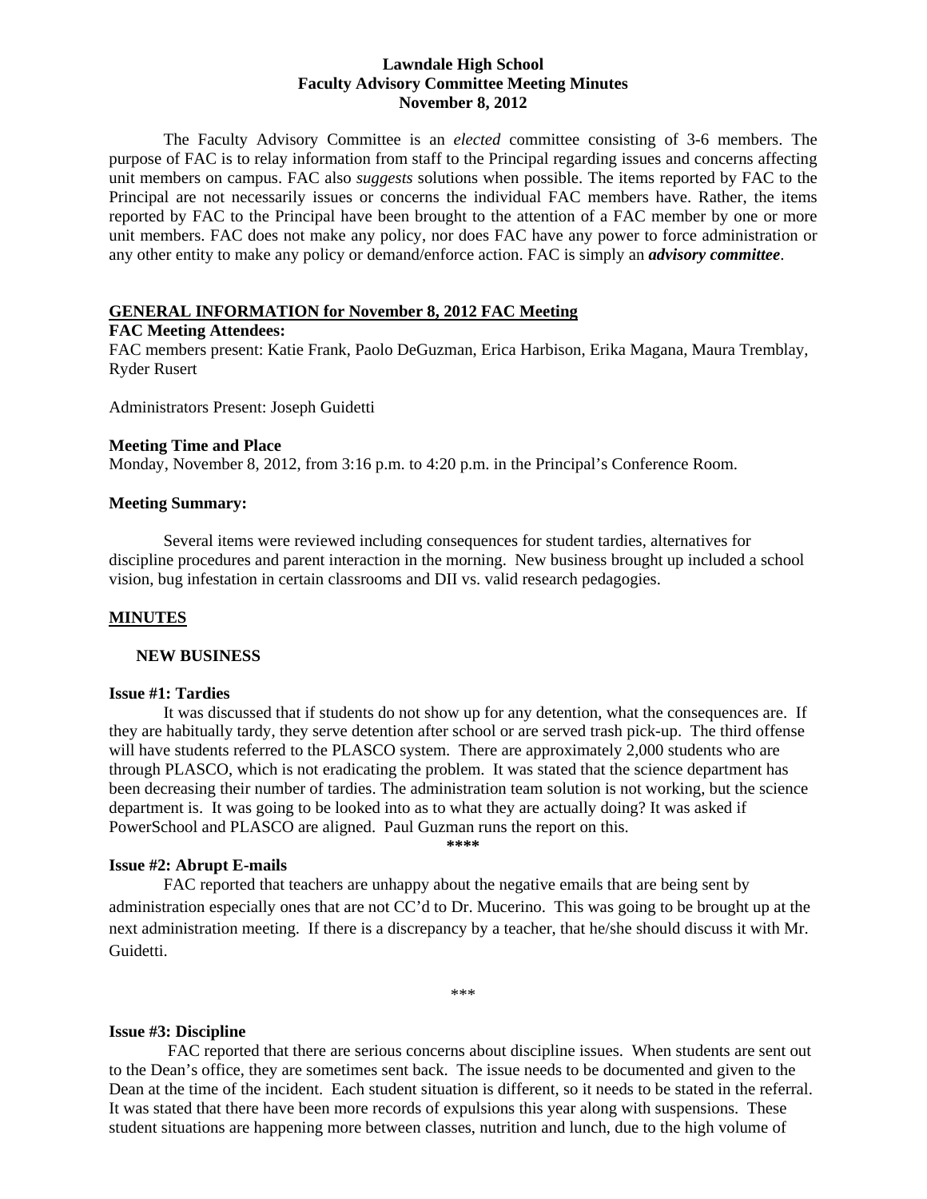**Lawndale High School**
**Faculty Advisory Committee Meeting Minutes**
**November 8, 2012**

The Faculty Advisory Committee is an *elected* committee consisting of 3-6 members. The purpose of FAC is to relay information from staff to the Principal regarding issues and concerns affecting unit members on campus. FAC also *suggests* solutions when possible. The items reported by FAC to the Principal are not necessarily issues or concerns the individual FAC members have. Rather, the items reported by FAC to the Principal have been brought to the attention of a FAC member by one or more unit members. FAC does not make any policy, nor does FAC have any power to force administration or any other entity to make any policy or demand/enforce action. FAC is simply an ***advisory committee***.

## GENERAL INFORMATION for November 8, 2012 FAC Meeting

**FAC Meeting Attendees:**

FAC members present: Katie Frank, Paolo DeGuzman, Erica Harbison, Erika Magana, Maura Tremblay, Ryder Rusert

Administrators Present: Joseph Guidetti

**Meeting Time and Place**

Monday, November 8, 2012, from 3:16 p.m. to 4:20 p.m. in the Principal's Conference Room.

**Meeting Summary:**

Several items were reviewed including consequences for student tardies, alternatives for discipline procedures and parent interaction in the morning. New business brought up included a school vision, bug infestation in certain classrooms and DII vs. valid research pedagogies.

## MINUTES

### NEW BUSINESS

**Issue #1: Tardies**

It was discussed that if students do not show up for any detention, what the consequences are. If they are habitually tardy, they serve detention after school or are served trash pick-up. The third offense will have students referred to the PLASCO system. There are approximately 2,000 students who are through PLASCO, which is not eradicating the problem. It was stated that the science department has been decreasing their number of tardies. The administration team solution is not working, but the science department is. It was going to be looked into as to what they are actually doing? It was asked if PowerSchool and PLASCO are aligned. Paul Guzman runs the report on this.

****

**Issue #2: Abrupt E-mails**

FAC reported that teachers are unhappy about the negative emails that are being sent by administration especially ones that are not CC'd to Dr. Mucerino. This was going to be brought up at the next administration meeting. If there is a discrepancy by a teacher, that he/she should discuss it with Mr. Guidetti.

***

**Issue #3: Discipline**

FAC reported that there are serious concerns about discipline issues. When students are sent out to the Dean's office, they are sometimes sent back. The issue needs to be documented and given to the Dean at the time of the incident. Each student situation is different, so it needs to be stated in the referral. It was stated that there have been more records of expulsions this year along with suspensions. These student situations are happening more between classes, nutrition and lunch, due to the high volume of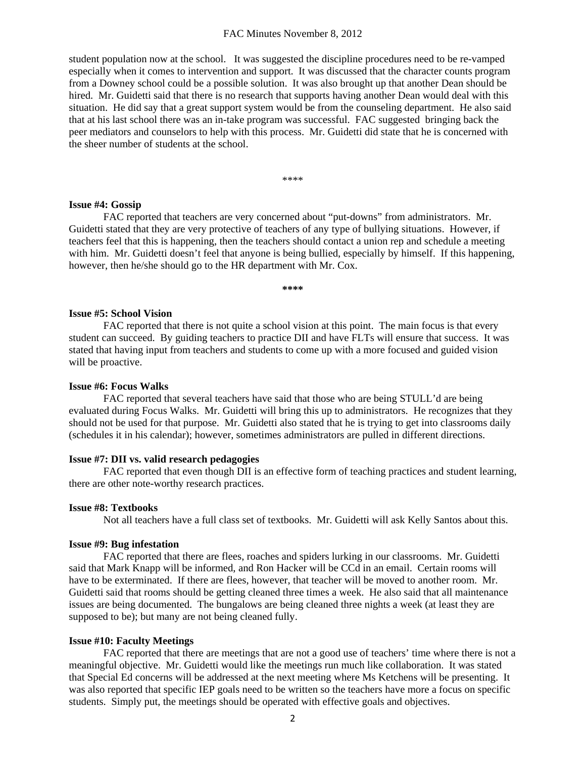student population now at the school. It was suggested the discipline procedures need to be re-vamped especially when it comes to intervention and support. It was discussed that the character counts program from a Downey school could be a possible solution. It was also brought up that another Dean should be hired. Mr. Guidetti said that there is no research that supports having another Dean would deal with this situation. He did say that a great support system would be from the counseling department. He also said that at his last school there was an in-take program was successful. FAC suggested bringing back the peer mediators and counselors to help with this process. Mr. Guidetti did state that he is concerned with the sheer number of students at the school.

\*\*\*\*

**Issue #4: Gossip**

FAC reported that teachers are very concerned about "put-downs" from administrators. Mr. Guidetti stated that they are very protective of teachers of any type of bullying situations. However, if teachers feel that this is happening, then the teachers should contact a union rep and schedule a meeting with him. Mr. Guidetti doesn't feel that anyone is being bullied, especially by himself. If this happening, however, then he/she should go to the HR department with Mr. Cox.

**\*\*\*\***

**Issue #5: School Vision**

FAC reported that there is not quite a school vision at this point. The main focus is that every student can succeed. By guiding teachers to practice DII and have FLTs will ensure that success. It was stated that having input from teachers and students to come up with a more focused and guided vision will be proactive.

**Issue #6: Focus Walks**

FAC reported that several teachers have said that those who are being STULL'd are being evaluated during Focus Walks. Mr. Guidetti will bring this up to administrators. He recognizes that they should not be used for that purpose. Mr. Guidetti also stated that he is trying to get into classrooms daily (schedules it in his calendar); however, sometimes administrators are pulled in different directions.

**Issue #7: DII vs. valid research pedagogies**

FAC reported that even though DII is an effective form of teaching practices and student learning, there are other note-worthy research practices.

**Issue #8: Textbooks**

Not all teachers have a full class set of textbooks. Mr. Guidetti will ask Kelly Santos about this.

**Issue #9: Bug infestation**

FAC reported that there are flees, roaches and spiders lurking in our classrooms. Mr. Guidetti said that Mark Knapp will be informed, and Ron Hacker will be CCd in an email. Certain rooms will have to be exterminated. If there are flees, however, that teacher will be moved to another room. Mr. Guidetti said that rooms should be getting cleaned three times a week. He also said that all maintenance issues are being documented. The bungalows are being cleaned three nights a week (at least they are supposed to be); but many are not being cleaned fully.

**Issue #10: Faculty Meetings**

FAC reported that there are meetings that are not a good use of teachers' time where there is not a meaningful objective. Mr. Guidetti would like the meetings run much like collaboration. It was stated that Special Ed concerns will be addressed at the next meeting where Ms Ketchens will be presenting. It was also reported that specific IEP goals need to be written so the teachers have more a focus on specific students. Simply put, the meetings should be operated with effective goals and objectives.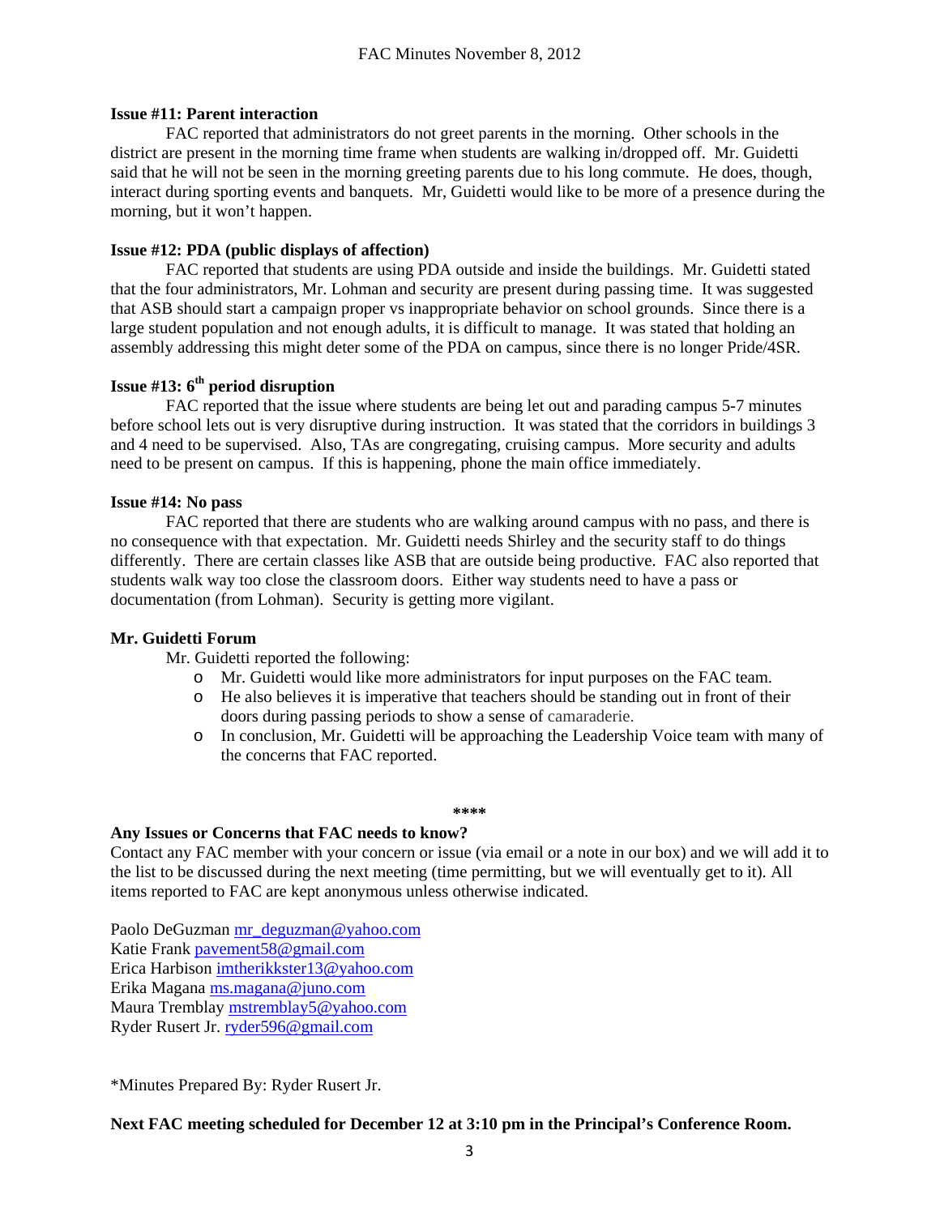**Issue #11: Parent interaction**

FAC reported that administrators do not greet parents in the morning. Other schools in the district are present in the morning time frame when students are walking in/dropped off. Mr. Guidetti said that he will not be seen in the morning greeting parents due to his long commute. He does, though, interact during sporting events and banquets. Mr, Guidetti would like to be more of a presence during the morning, but it won't happen.

**Issue #12: PDA (public displays of affection)**

FAC reported that students are using PDA outside and inside the buildings. Mr. Guidetti stated that the four administrators, Mr. Lohman and security are present during passing time. It was suggested that ASB should start a campaign proper vs inappropriate behavior on school grounds. Since there is a large student population and not enough adults, it is difficult to manage. It was stated that holding an assembly addressing this might deter some of the PDA on campus, since there is no longer Pride/4SR.

**Issue #13: 6th period disruption**

FAC reported that the issue where students are being let out and parading campus 5-7 minutes before school lets out is very disruptive during instruction. It was stated that the corridors in buildings 3 and 4 need to be supervised. Also, TAs are congregating, cruising campus. More security and adults need to be present on campus. If this is happening, phone the main office immediately.

**Issue #14: No pass**

FAC reported that there are students who are walking around campus with no pass, and there is no consequence with that expectation. Mr. Guidetti needs Shirley and the security staff to do things differently. There are certain classes like ASB that are outside being productive. FAC also reported that students walk way too close the classroom doors. Either way students need to have a pass or documentation (from Lohman). Security is getting more vigilant.

**Mr. Guidetti Forum**

Mr. Guidetti reported the following:

- Mr. Guidetti would like more administrators for input purposes on the FAC team.
- He also believes it is imperative that teachers should be standing out in front of their doors during passing periods to show a sense of camaraderie.
- In conclusion, Mr. Guidetti will be approaching the Leadership Voice team with many of the concerns that FAC reported.

****

**Any Issues or Concerns that FAC needs to know?**

Contact any FAC member with your concern or issue (via email or a note in our box) and we will add it to the list to be discussed during the next meeting (time permitting, but we will eventually get to it). All items reported to FAC are kept anonymous unless otherwise indicated.

Paolo DeGuzman mr_deguzman@yahoo.com
Katie Frank pavement58@gmail.com
Erica Harbison imtherikkster13@yahoo.com
Erika Magana ms.magana@juno.com
Maura Tremblay mstremblay5@yahoo.com
Ryder Rusert Jr. ryder596@gmail.com

*Minutes Prepared By: Ryder Rusert Jr.

**Next FAC meeting scheduled for December 12 at 3:10 pm in the Principal's Conference Room.**